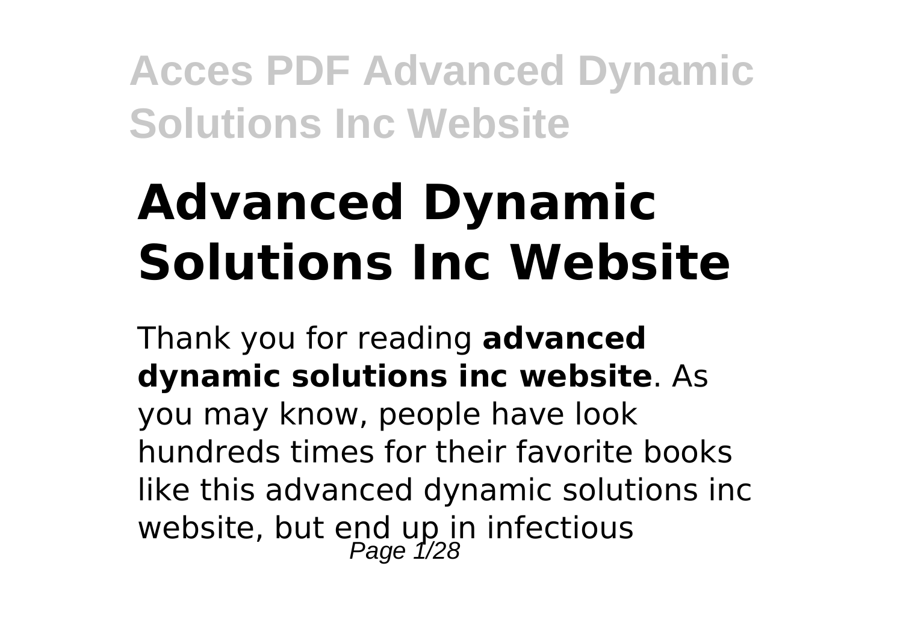# Advanced Dynamic Solutions Inc Website

Thank you for reading **advanced dynamic solutions inc website**. As you may know, people have look hundreds times for their favorite books like this advanced dynamic solutions inc website, but end up in infectious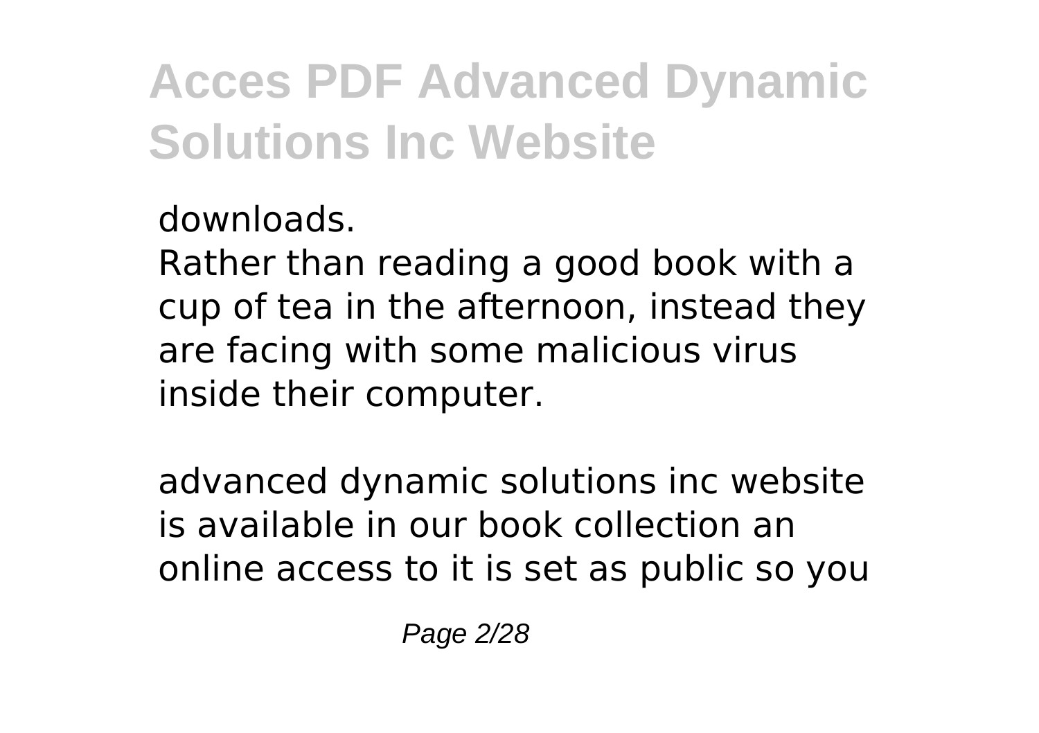downloads.

Rather than reading a good book with a cup of tea in the afternoon, instead they are facing with some malicious virus inside their computer.

advanced dynamic solutions inc website is available in our book collection an online access to it is set as public so you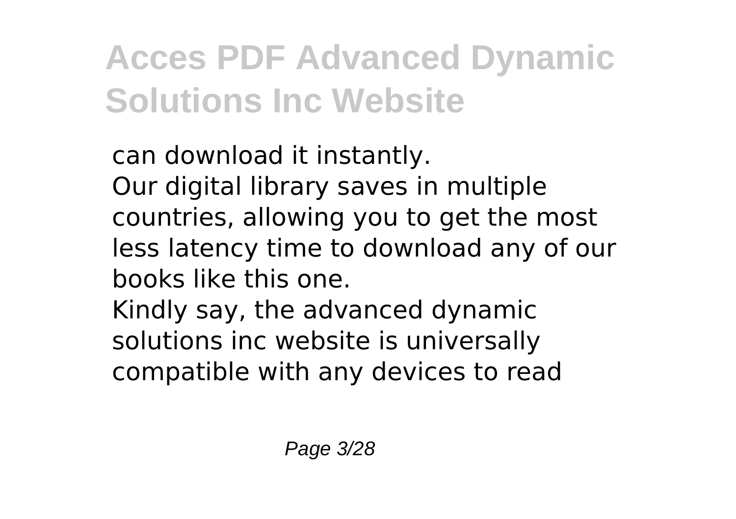can download it instantly.
Our digital library saves in multiple countries, allowing you to get the most less latency time to download any of our books like this one.
Kindly say, the advanced dynamic solutions inc website is universally compatible with any devices to read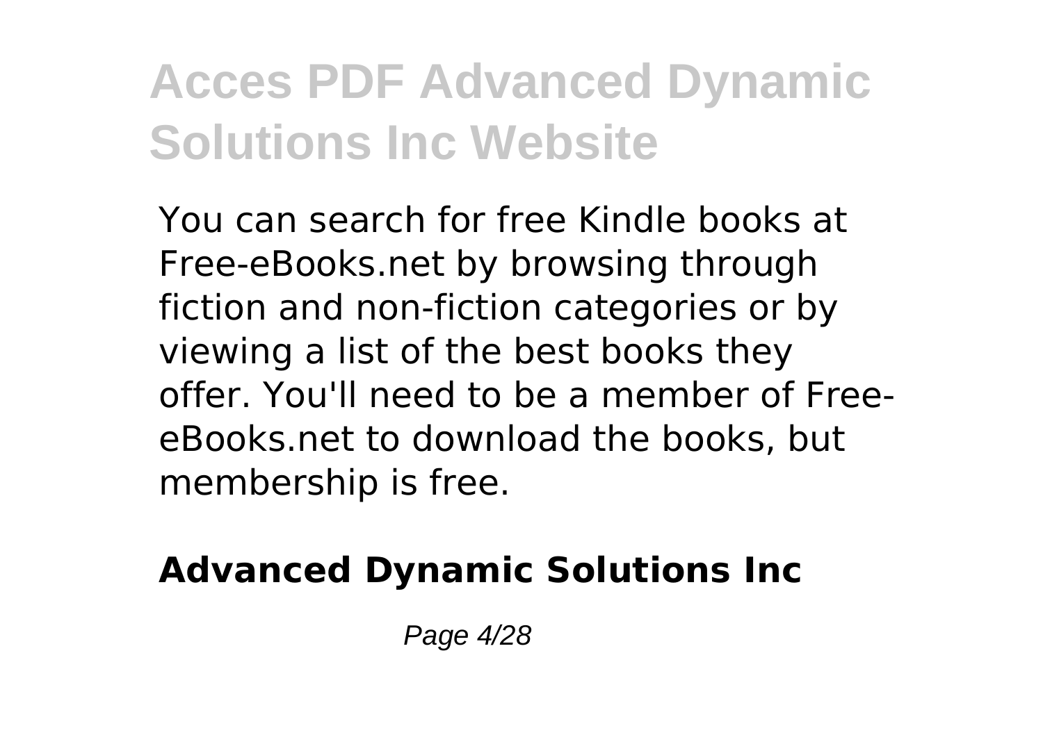You can search for free Kindle books at Free-eBooks.net by browsing through fiction and non-fiction categories or by viewing a list of the best books they offer. You'll need to be a member of Free-eBooks.net to download the books, but membership is free.

## Advanced Dynamic Solutions Inc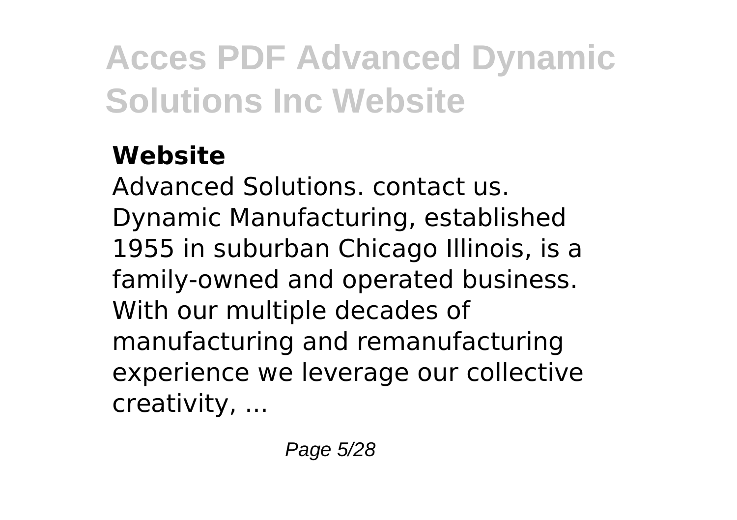### Website

Advanced Solutions. contact us. Dynamic Manufacturing, established 1955 in suburban Chicago Illinois, is a family-owned and operated business. With our multiple decades of manufacturing and remanufacturing experience we leverage our collective creativity, ...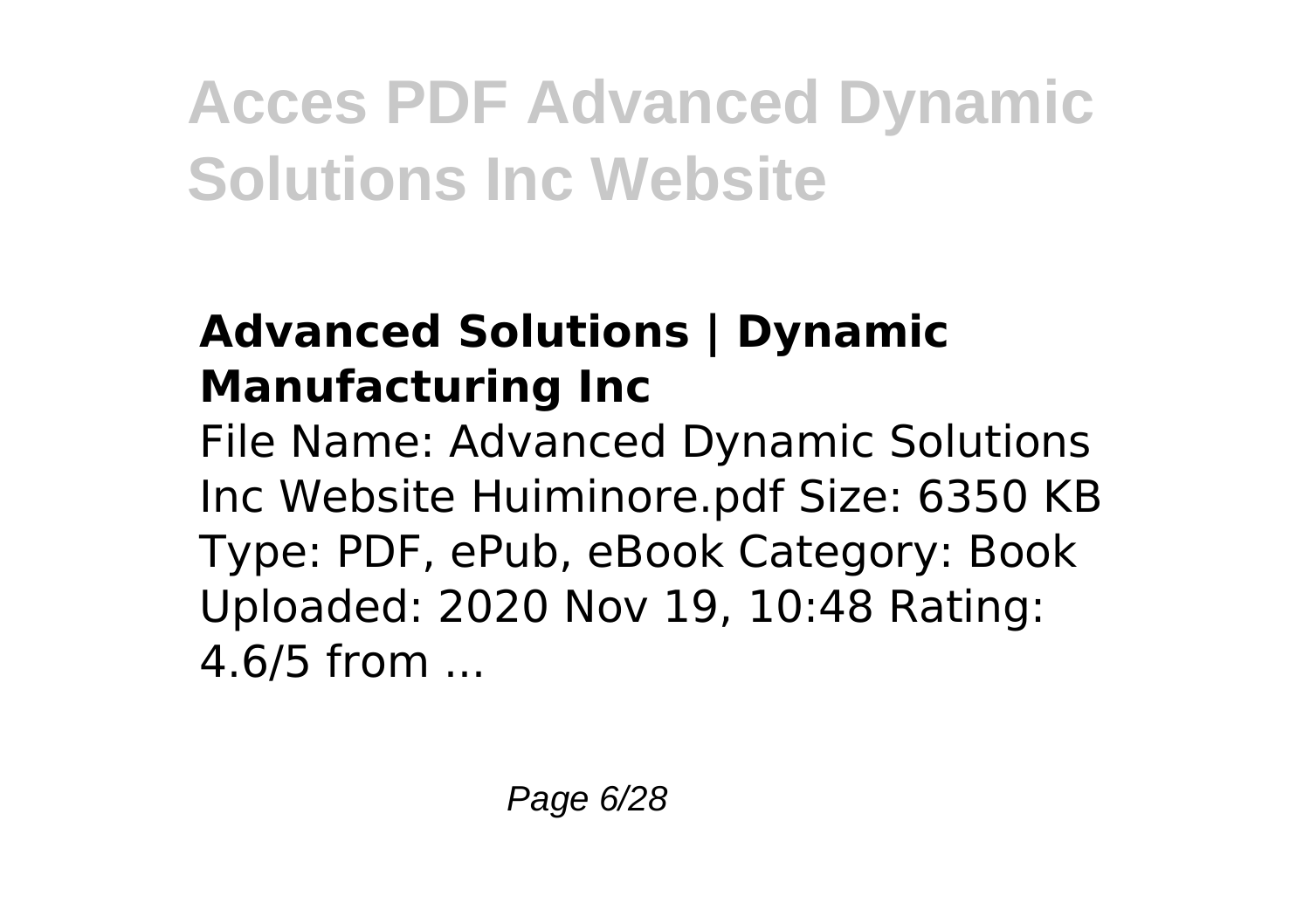### Advanced Solutions | Dynamic Manufacturing Inc

File Name: Advanced Dynamic Solutions Inc Website Huiminore.pdf Size: 6350 KB Type: PDF, ePub, eBook Category: Book Uploaded: 2020 Nov 19, 10:48 Rating: 4.6/5 from ...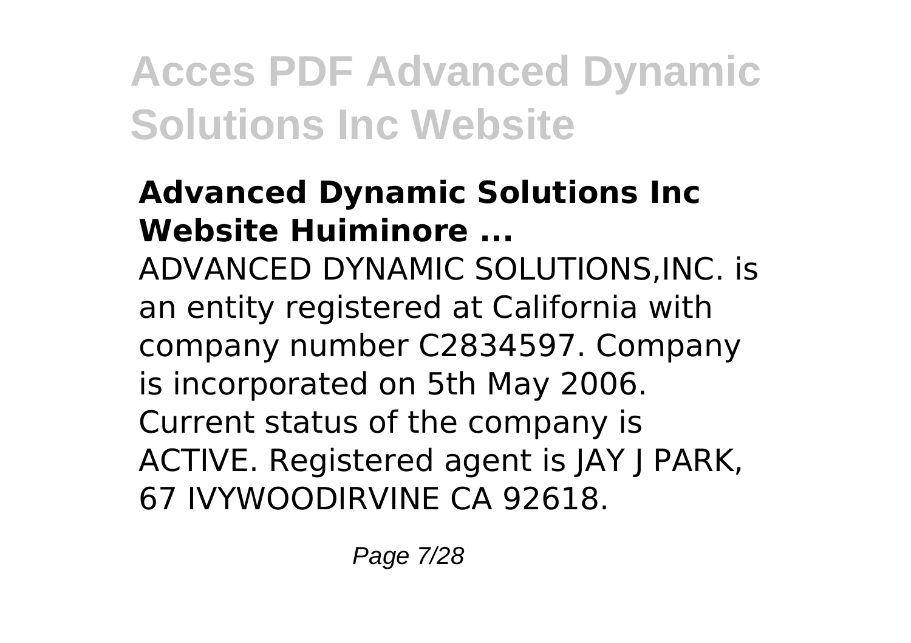### Advanced Dynamic Solutions Inc Website Huiminore ...

ADVANCED DYNAMIC SOLUTIONS,INC. is an entity registered at California with company number C2834597. Company is incorporated on 5th May 2006. Current status of the company is ACTIVE. Registered agent is JAY J PARK, 67 IVYWOODIRVINE CA 92618.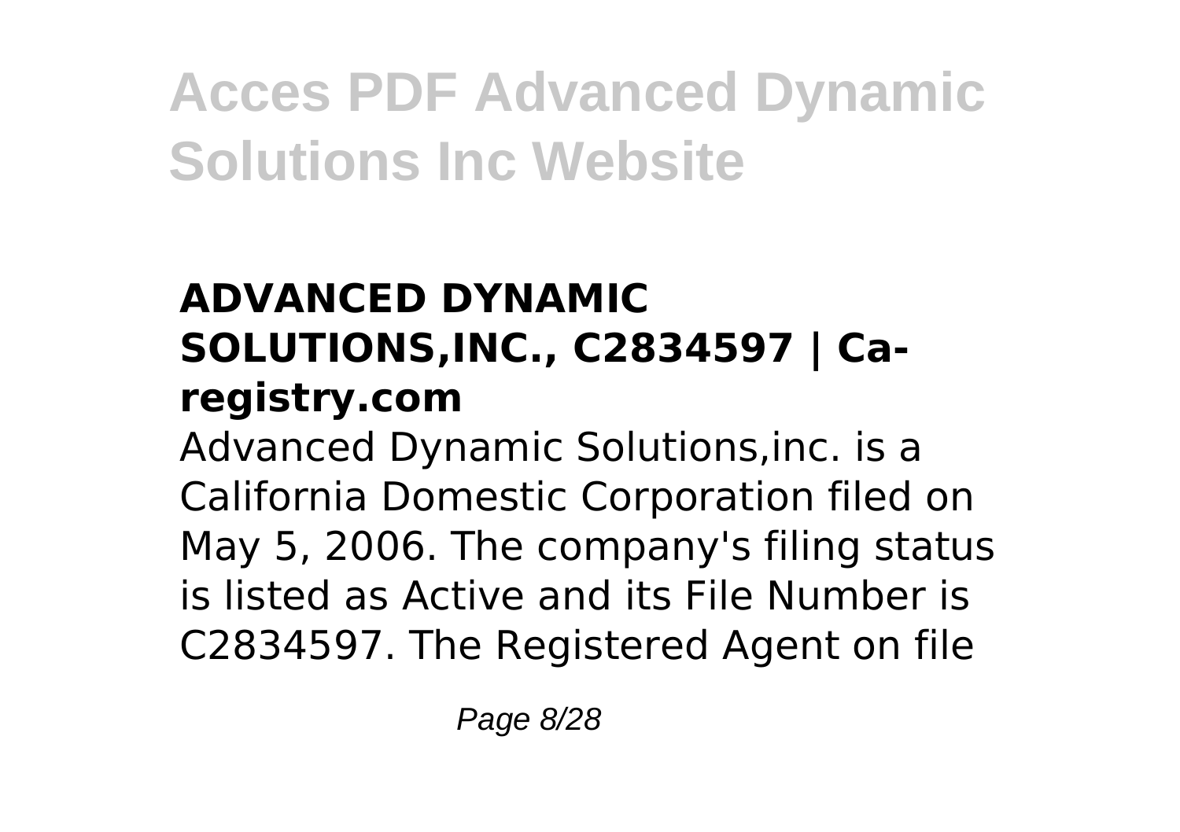### ADVANCED DYNAMIC SOLUTIONS,INC., C2834597 | Ca-registry.com

Advanced Dynamic Solutions,inc. is a California Domestic Corporation filed on May 5, 2006. The company's filing status is listed as Active and its File Number is C2834597. The Registered Agent on file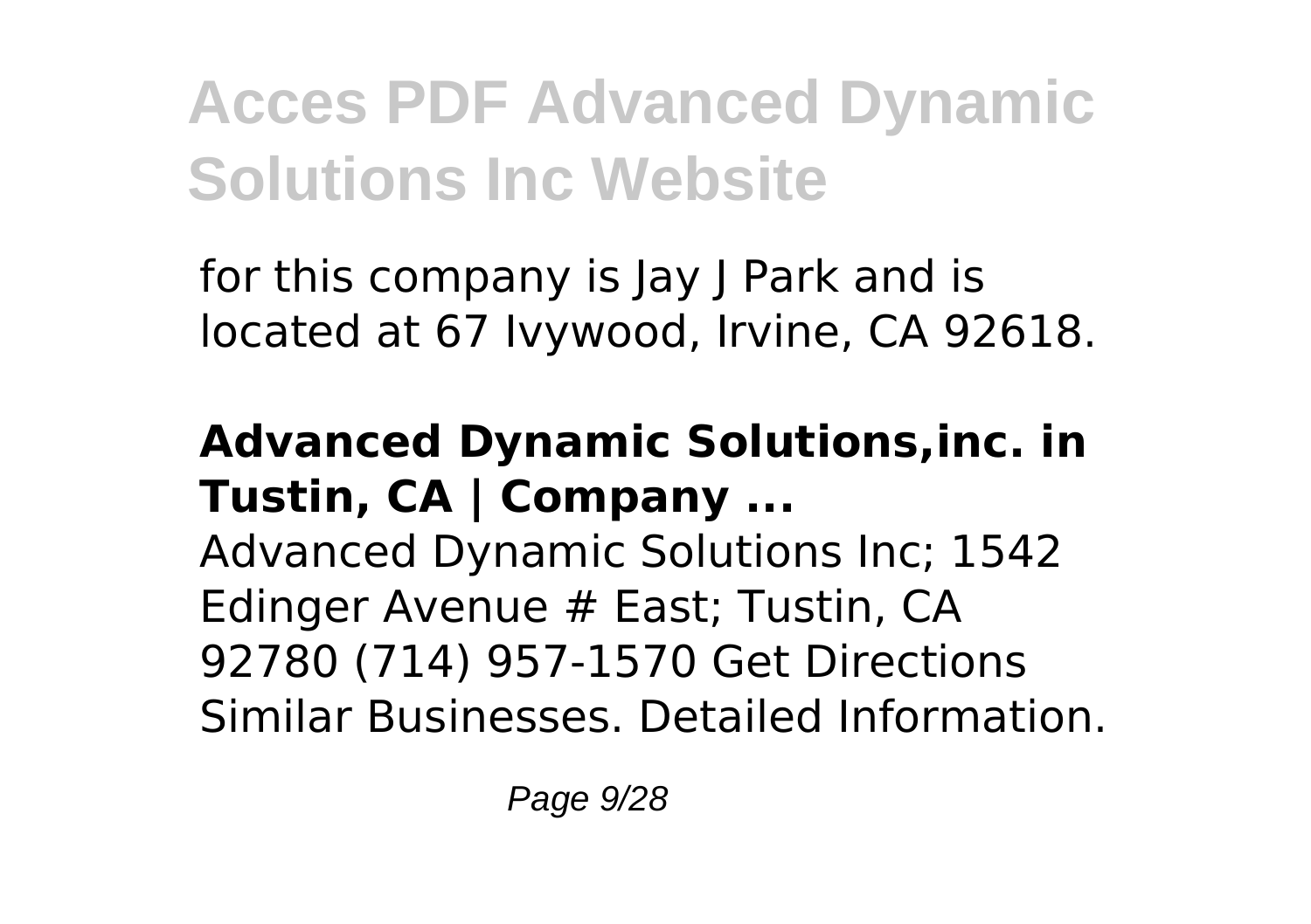for this company is Jay J Park and is located at 67 Ivywood, Irvine, CA 92618.

**Advanced Dynamic Solutions,inc. in Tustin, CA | Company ...**

Advanced Dynamic Solutions Inc; 1542 Edinger Avenue # East; Tustin, CA 92780 (714) 957-1570 Get Directions Similar Businesses. Detailed Information.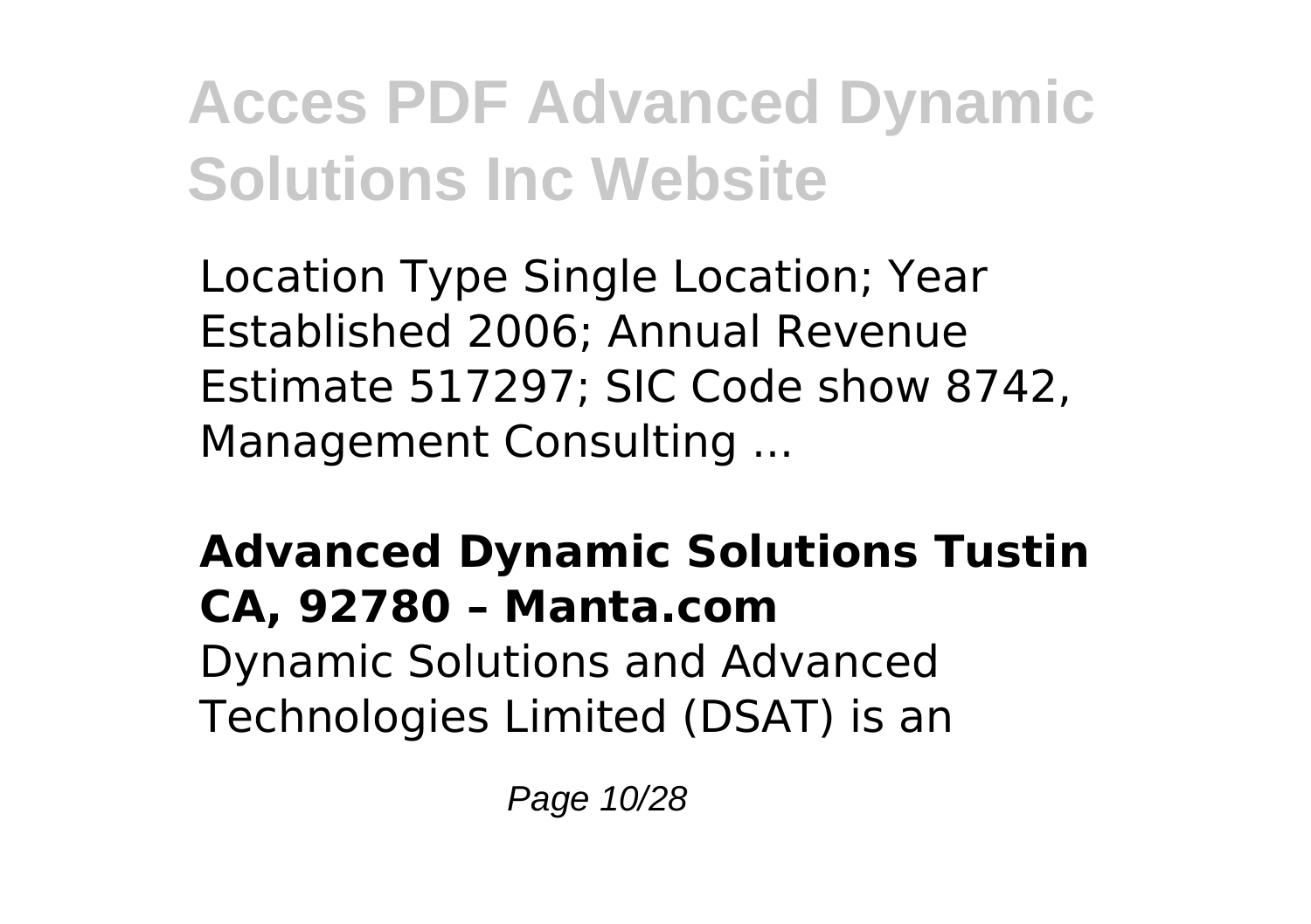Location Type Single Location; Year Established 2006; Annual Revenue Estimate 517297; SIC Code show 8742, Management Consulting ...

**Advanced Dynamic Solutions Tustin CA, 92780 – Manta.com**

Dynamic Solutions and Advanced Technologies Limited (DSAT) is an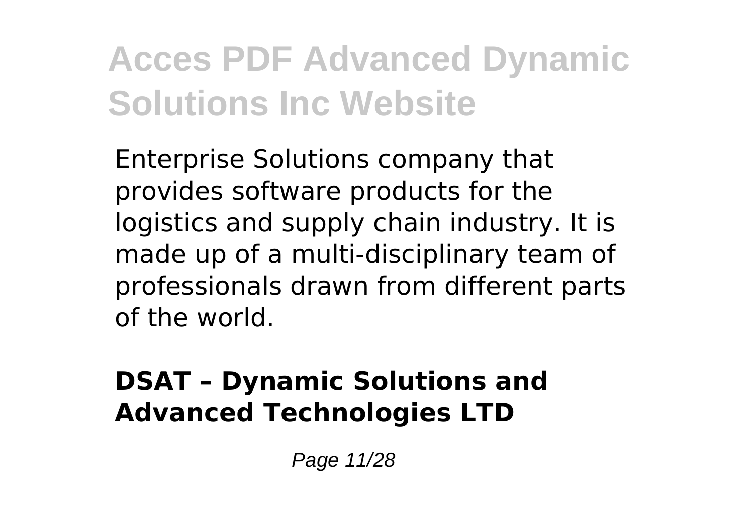Enterprise Solutions company that provides software products for the logistics and supply chain industry. It is made up of a multi-disciplinary team of professionals drawn from different parts of the world.

### DSAT – Dynamic Solutions and Advanced Technologies LTD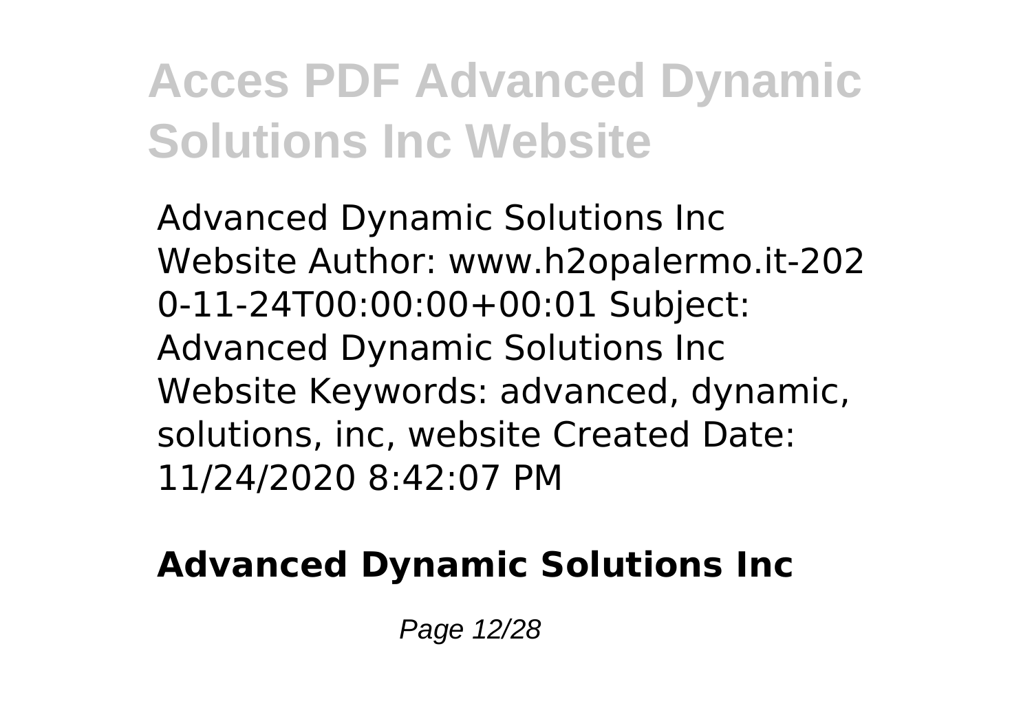Advanced Dynamic Solutions Inc Website Author: www.h2opalermo.it-2020-11-24T00:00:00+00:01 Subject: Advanced Dynamic Solutions Inc Website Keywords: advanced, dynamic, solutions, inc, website Created Date: 11/24/2020 8:42:07 PM

**Advanced Dynamic Solutions Inc**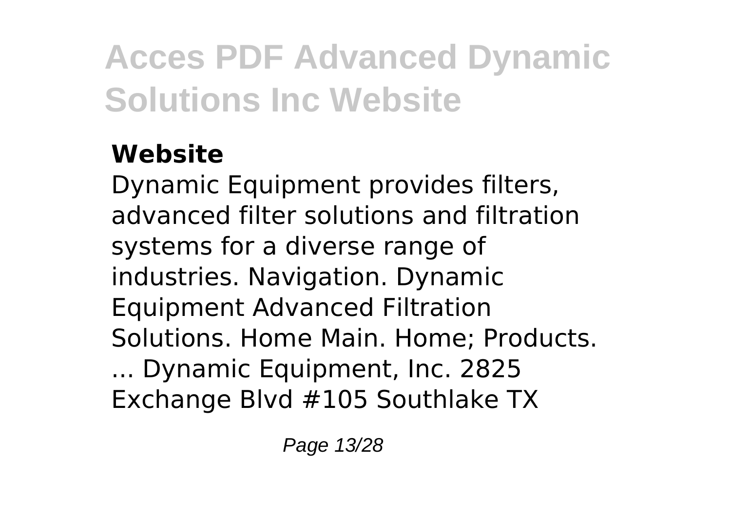### Website

Dynamic Equipment provides filters, advanced filter solutions and filtration systems for a diverse range of industries. Navigation. Dynamic Equipment Advanced Filtration Solutions. Home Main. Home; Products. ... Dynamic Equipment, Inc. 2825 Exchange Blvd #105 Southlake TX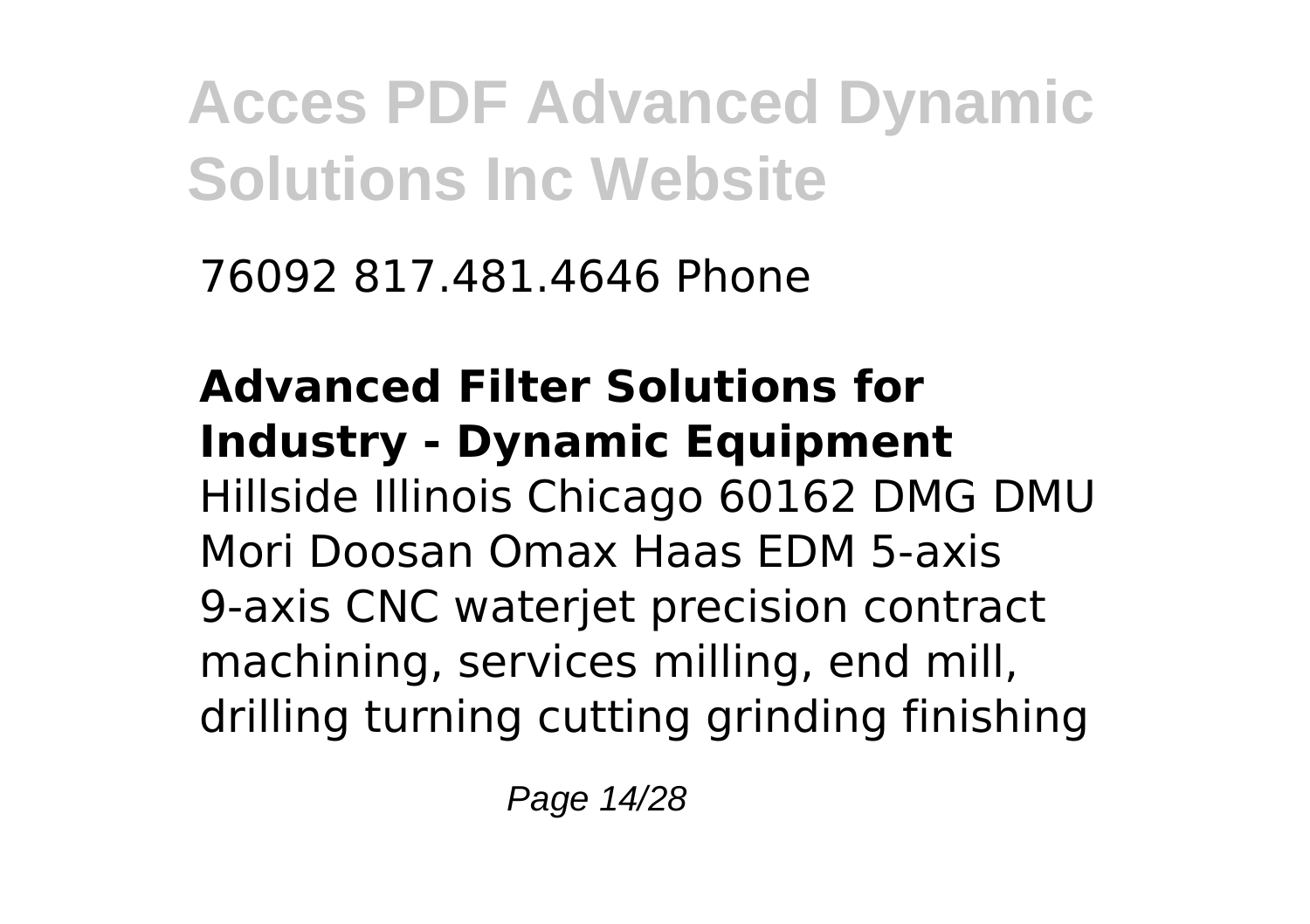76092 817.481.4646 Phone

**Advanced Filter Solutions for Industry - Dynamic Equipment**

Hillside Illinois Chicago 60162 DMG DMU Mori Doosan Omax Haas EDM 5-axis 9-axis CNC waterjet precision contract machining, services milling, end mill, drilling turning cutting grinding finishing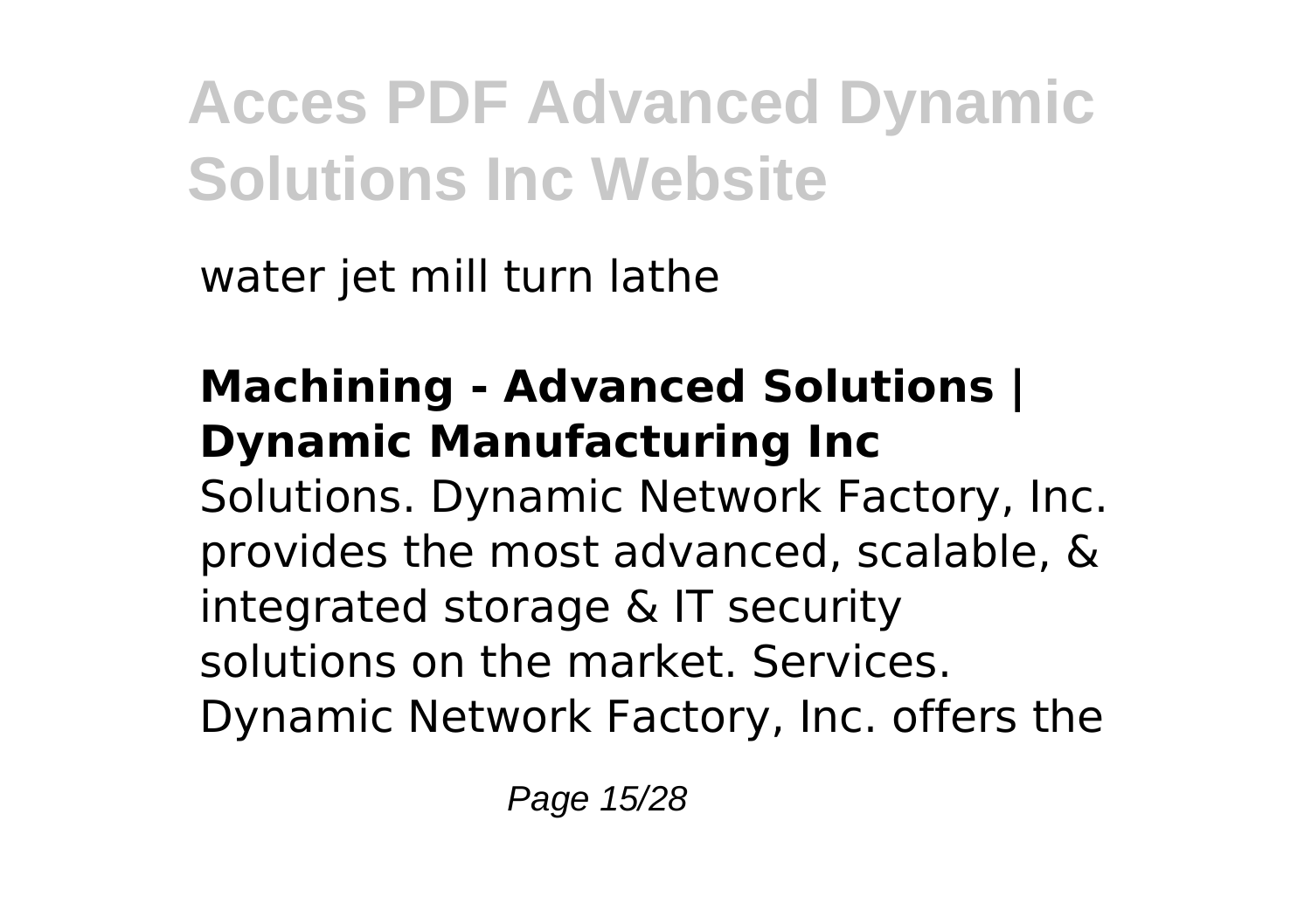water jet mill turn lathe

**Machining - Advanced Solutions | Dynamic Manufacturing Inc**

Solutions. Dynamic Network Factory, Inc. provides the most advanced, scalable, & integrated storage & IT security solutions on the market. Services. Dynamic Network Factory, Inc. offers the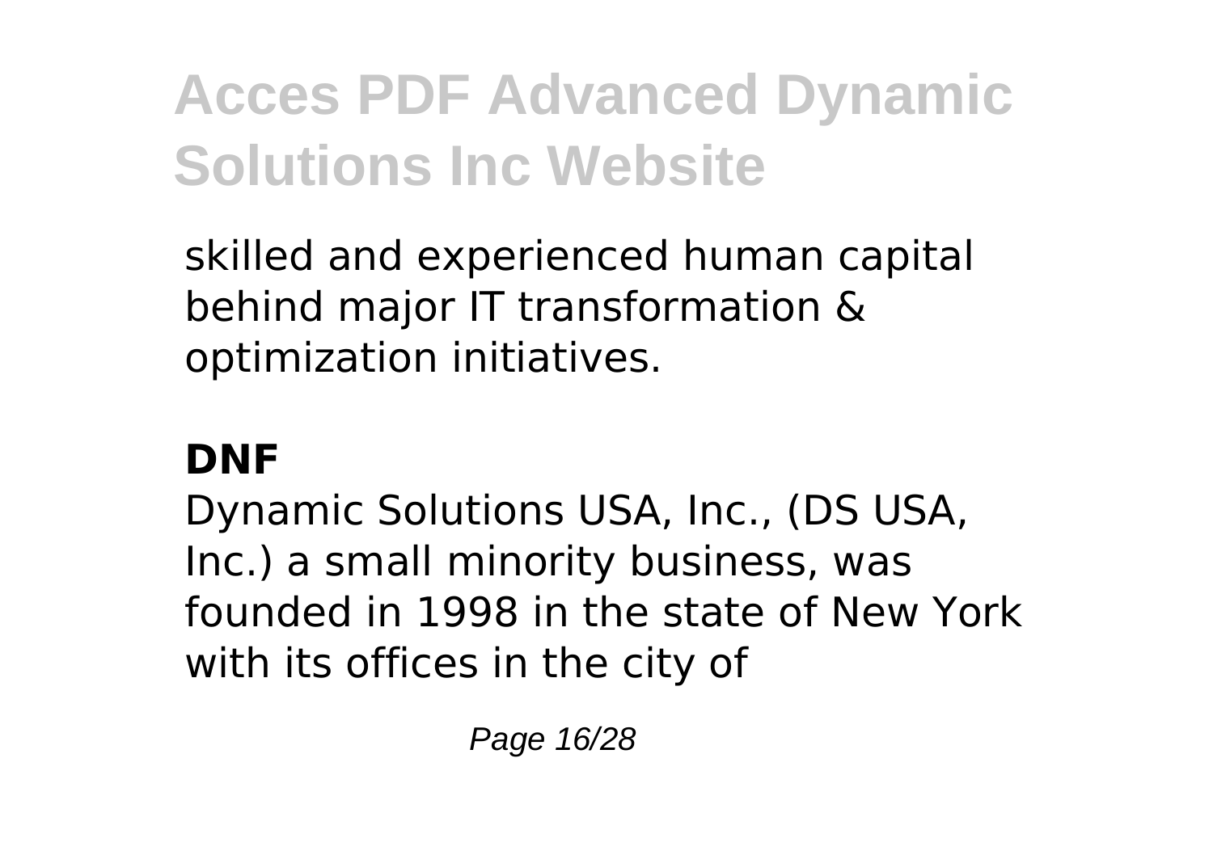skilled and experienced human capital behind major IT transformation & optimization initiatives.

**DNF**

Dynamic Solutions USA, Inc., (DS USA, Inc.) a small minority business, was founded in 1998 in the state of New York with its offices in the city of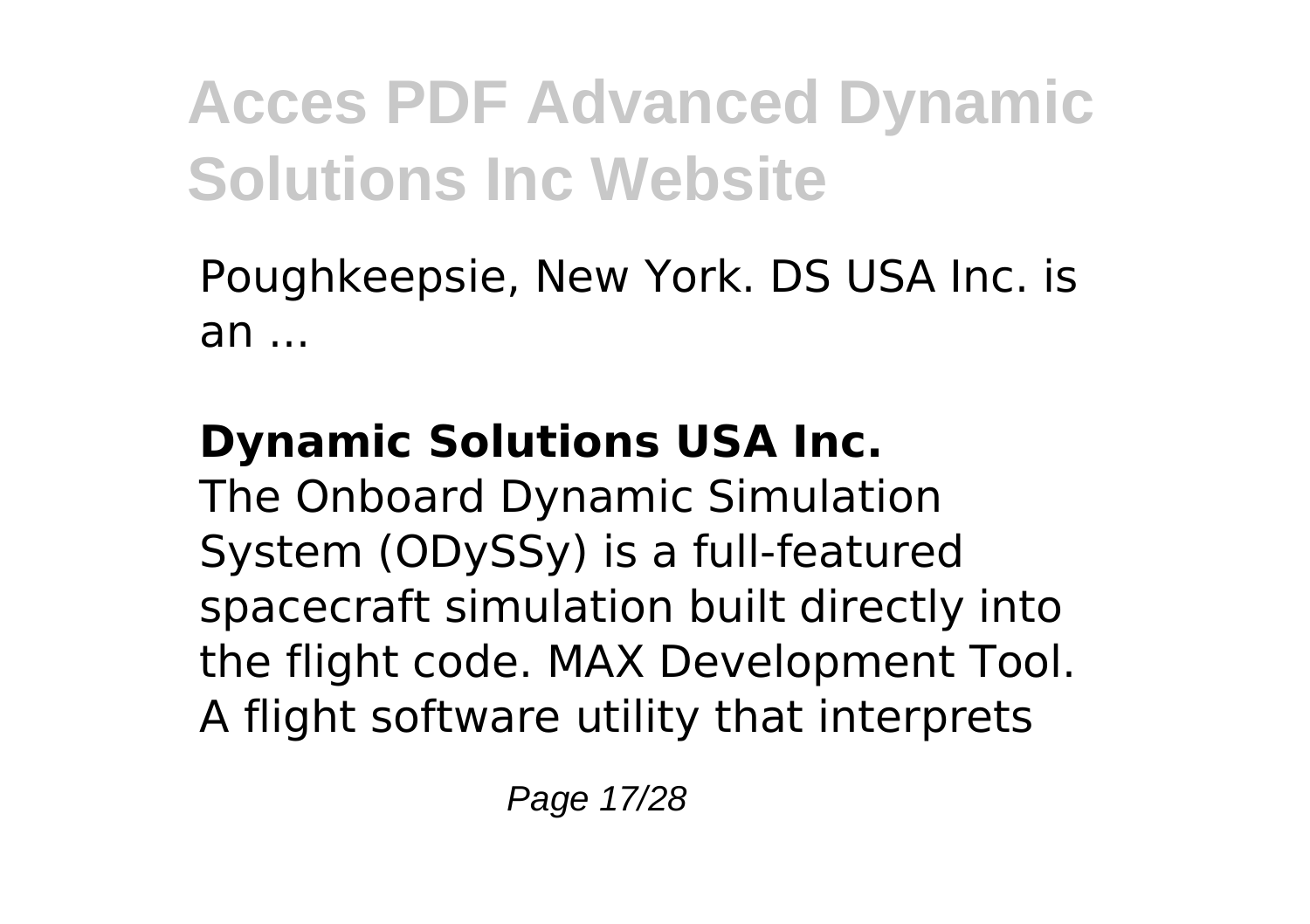Poughkeepsie, New York. DS USA Inc. is an ...

## Dynamic Solutions USA Inc.

The Onboard Dynamic Simulation System (ODySSy) is a full-featured spacecraft simulation built directly into the flight code. MAX Development Tool. A flight software utility that interprets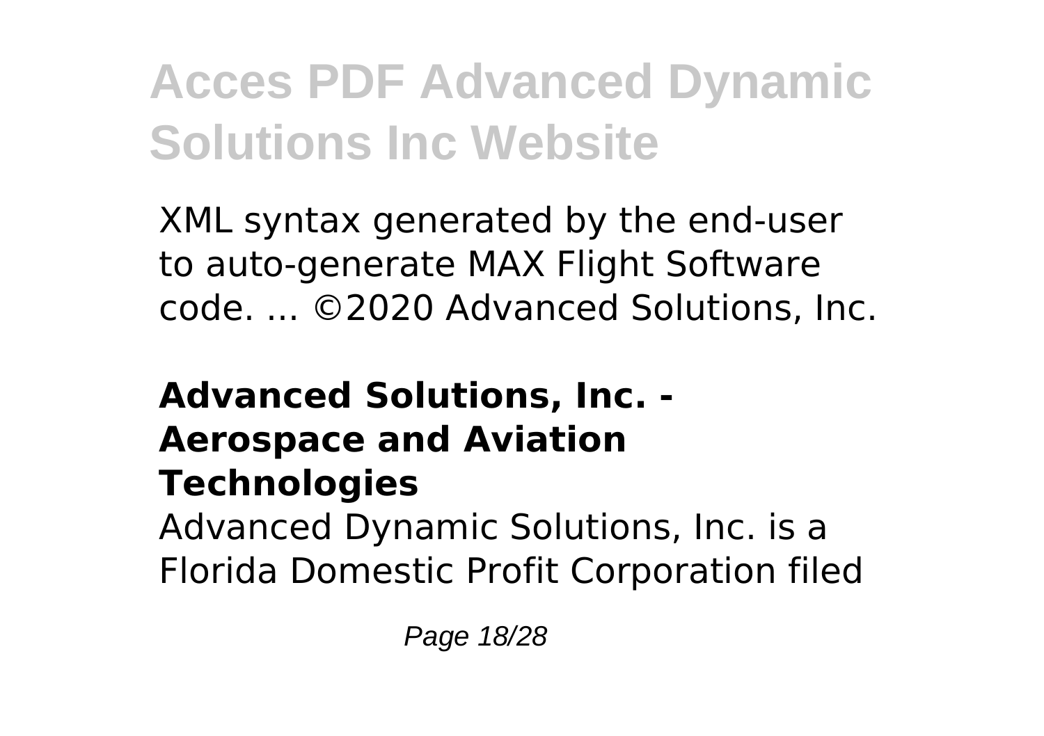XML syntax generated by the end-user to auto-generate MAX Flight Software code. ... ©2020 Advanced Solutions, Inc.

**Advanced Solutions, Inc. - Aerospace and Aviation Technologies**

Advanced Dynamic Solutions, Inc. is a Florida Domestic Profit Corporation filed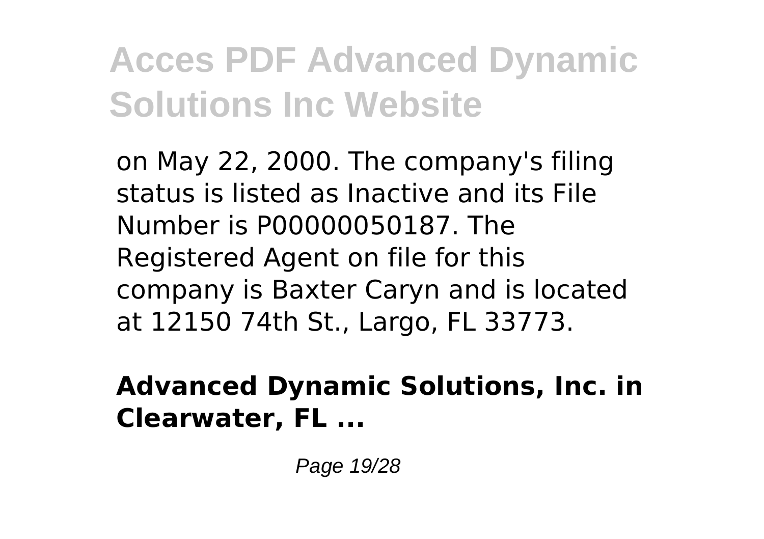on May 22, 2000. The company's filing status is listed as Inactive and its File Number is P00000050187. The Registered Agent on file for this company is Baxter Caryn and is located at 12150 74th St., Largo, FL 33773.

**Advanced Dynamic Solutions, Inc. in Clearwater, FL ...**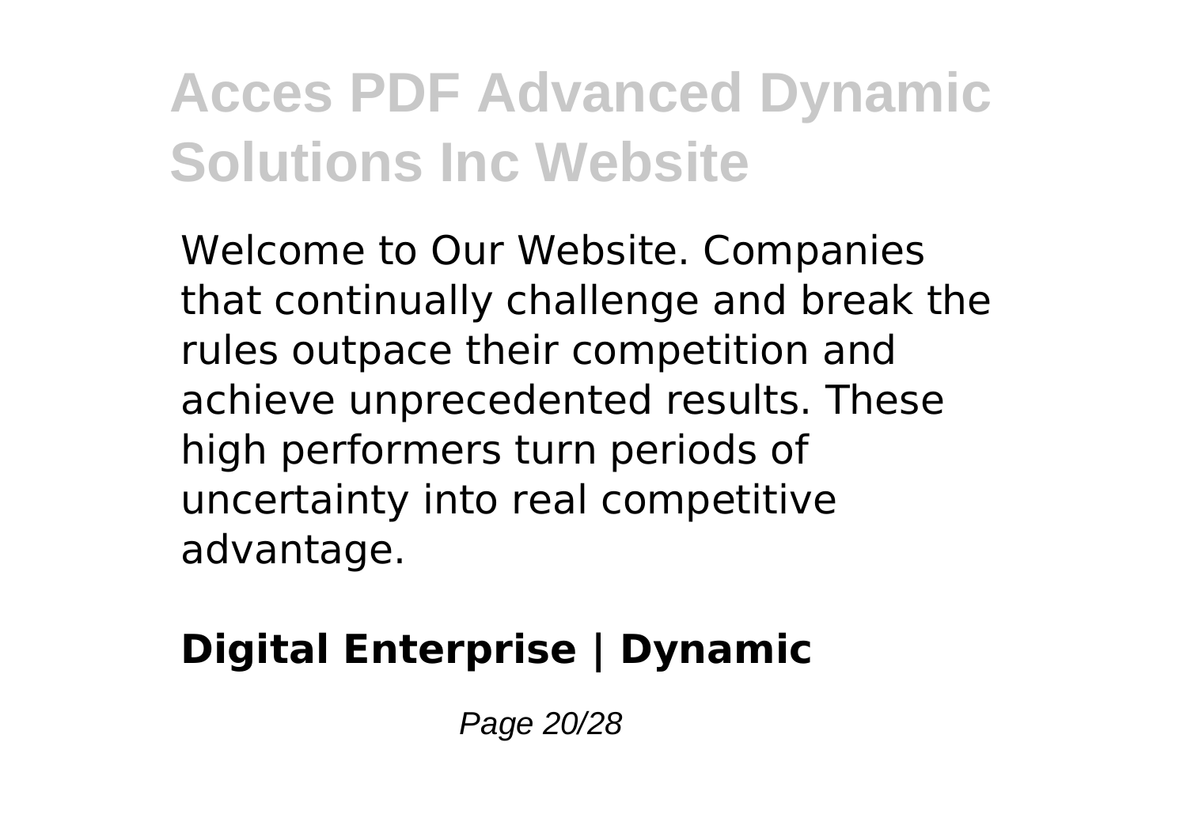Welcome to Our Website. Companies that continually challenge and break the rules outpace their competition and achieve unprecedented results. These high performers turn periods of uncertainty into real competitive advantage.

**Digital Enterprise | Dynamic**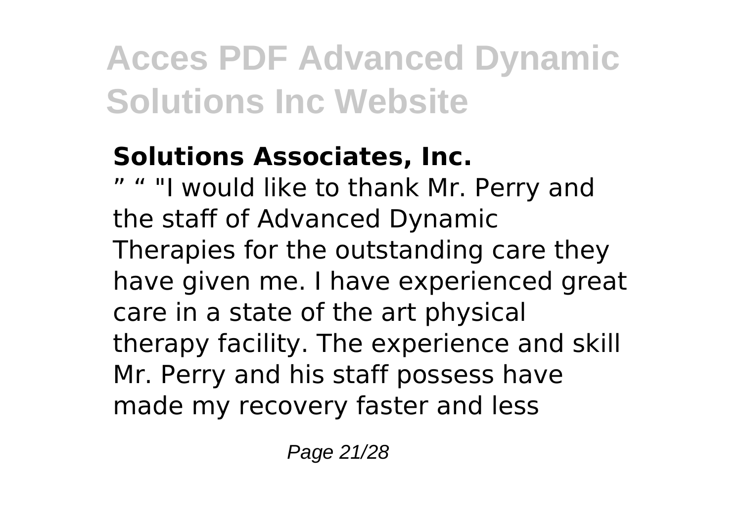**Solutions Associates, Inc.**

" " "I would like to thank Mr. Perry and the staff of Advanced Dynamic Therapies for the outstanding care they have given me. I have experienced great care in a state of the art physical therapy facility. The experience and skill Mr. Perry and his staff possess have made my recovery faster and less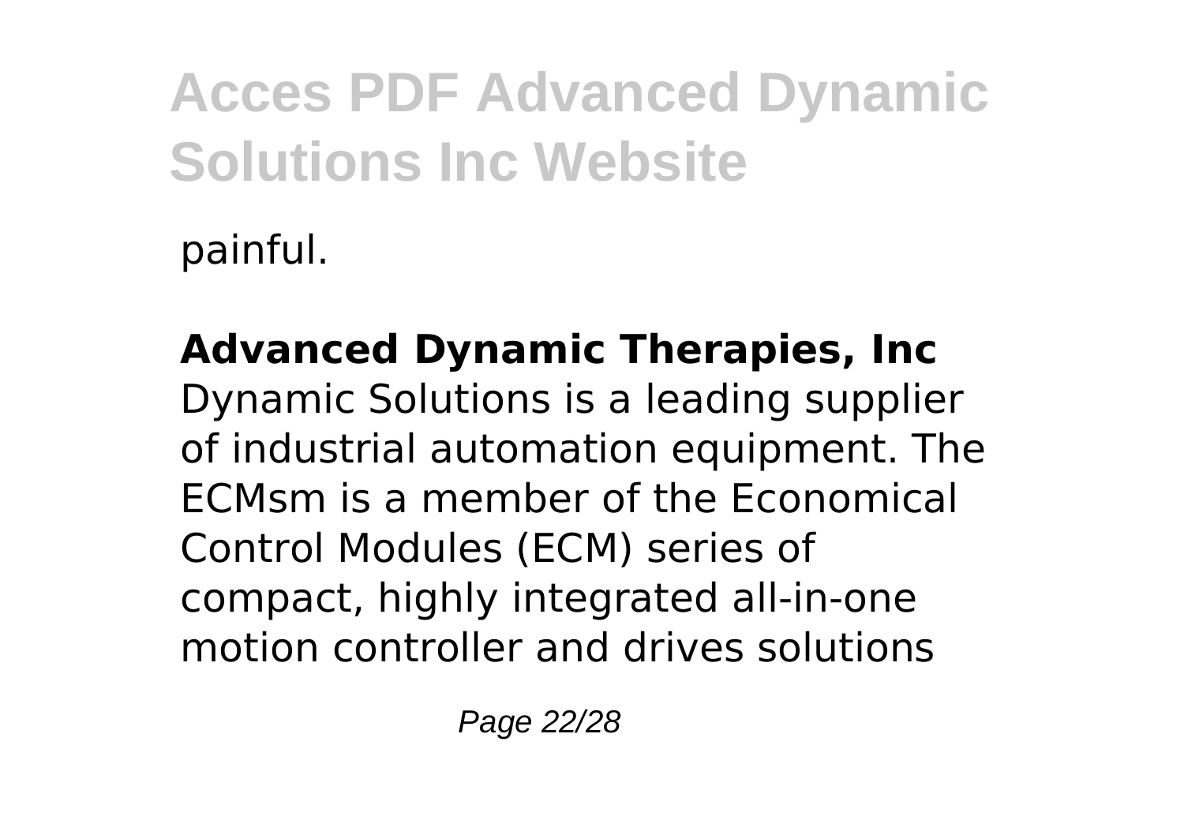painful.

**Advanced Dynamic Therapies, Inc**
Dynamic Solutions is a leading supplier of industrial automation equipment. The ECMsm is a member of the Economical Control Modules (ECM) series of compact, highly integrated all-in-one motion controller and drives solutions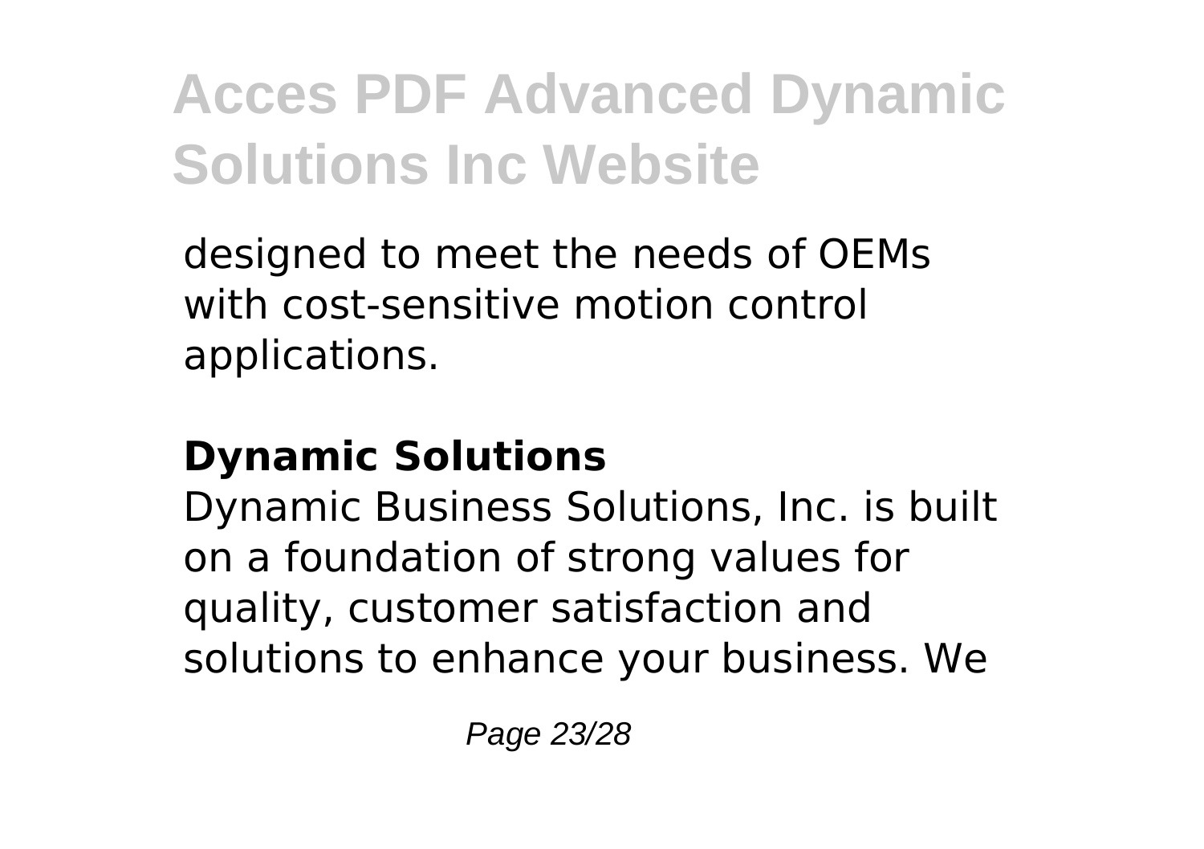designed to meet the needs of OEMs with cost-sensitive motion control applications.

## Dynamic Solutions

Dynamic Business Solutions, Inc. is built on a foundation of strong values for quality, customer satisfaction and solutions to enhance your business. We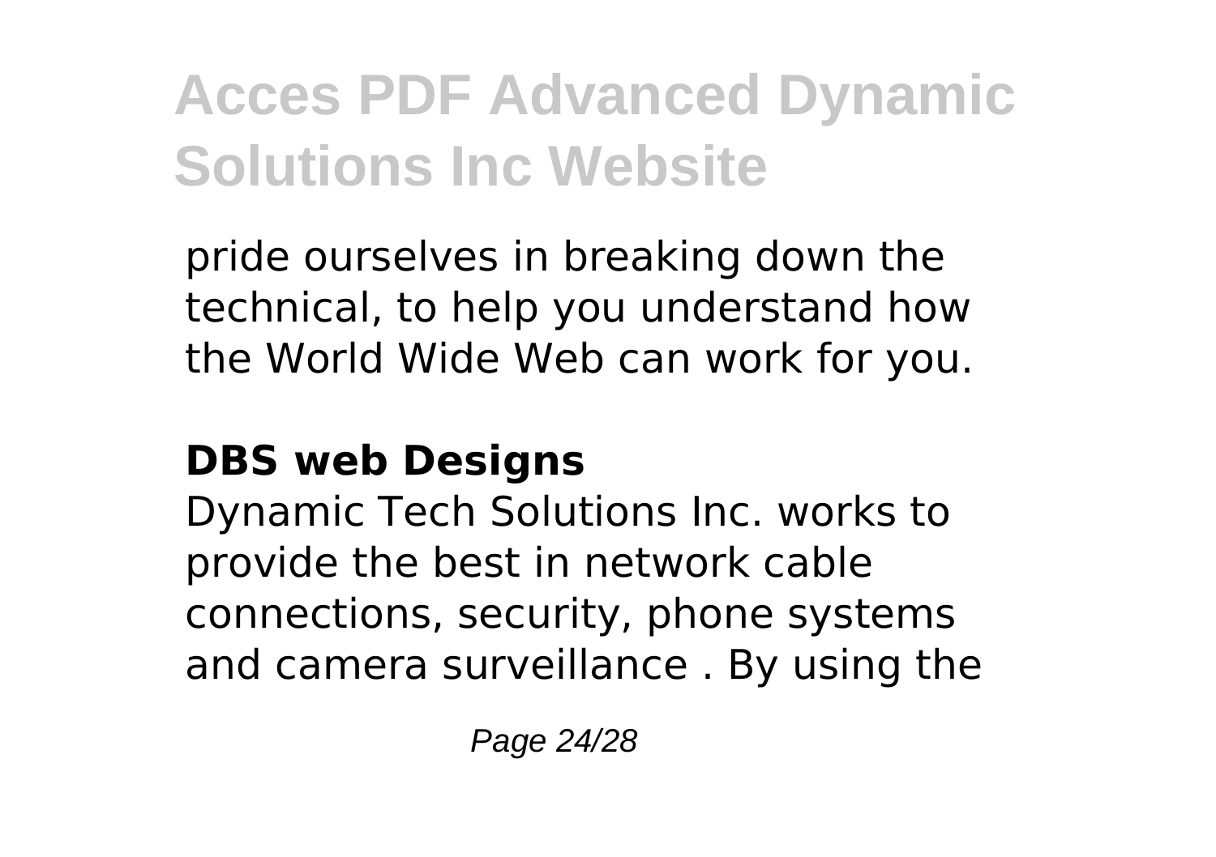pride ourselves in breaking down the technical, to help you understand how the World Wide Web can work for you.

**DBS web Designs**

Dynamic Tech Solutions Inc. works to provide the best in network cable connections, security, phone systems and camera surveillance . By using the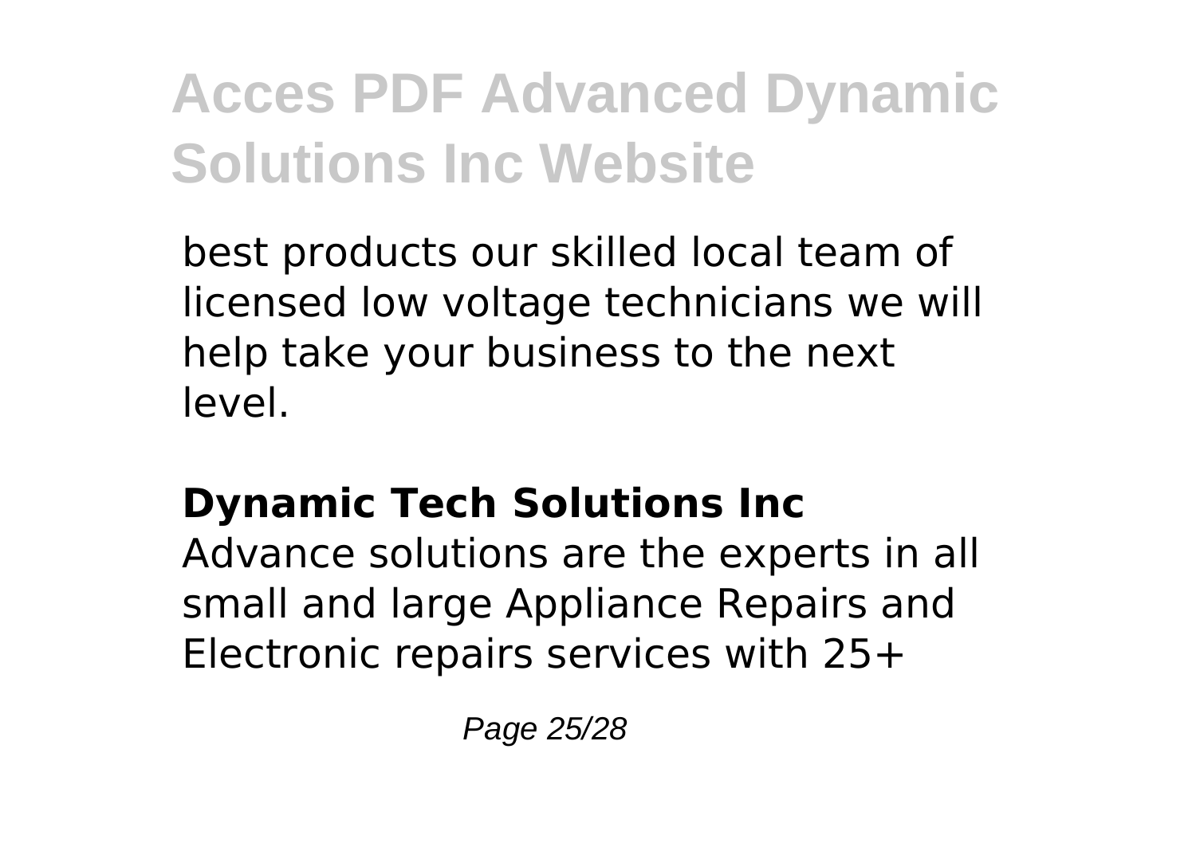best products our skilled local team of licensed low voltage technicians we will help take your business to the next level.

## Dynamic Tech Solutions Inc

Advance solutions are the experts in all small and large Appliance Repairs and Electronic repairs services with 25+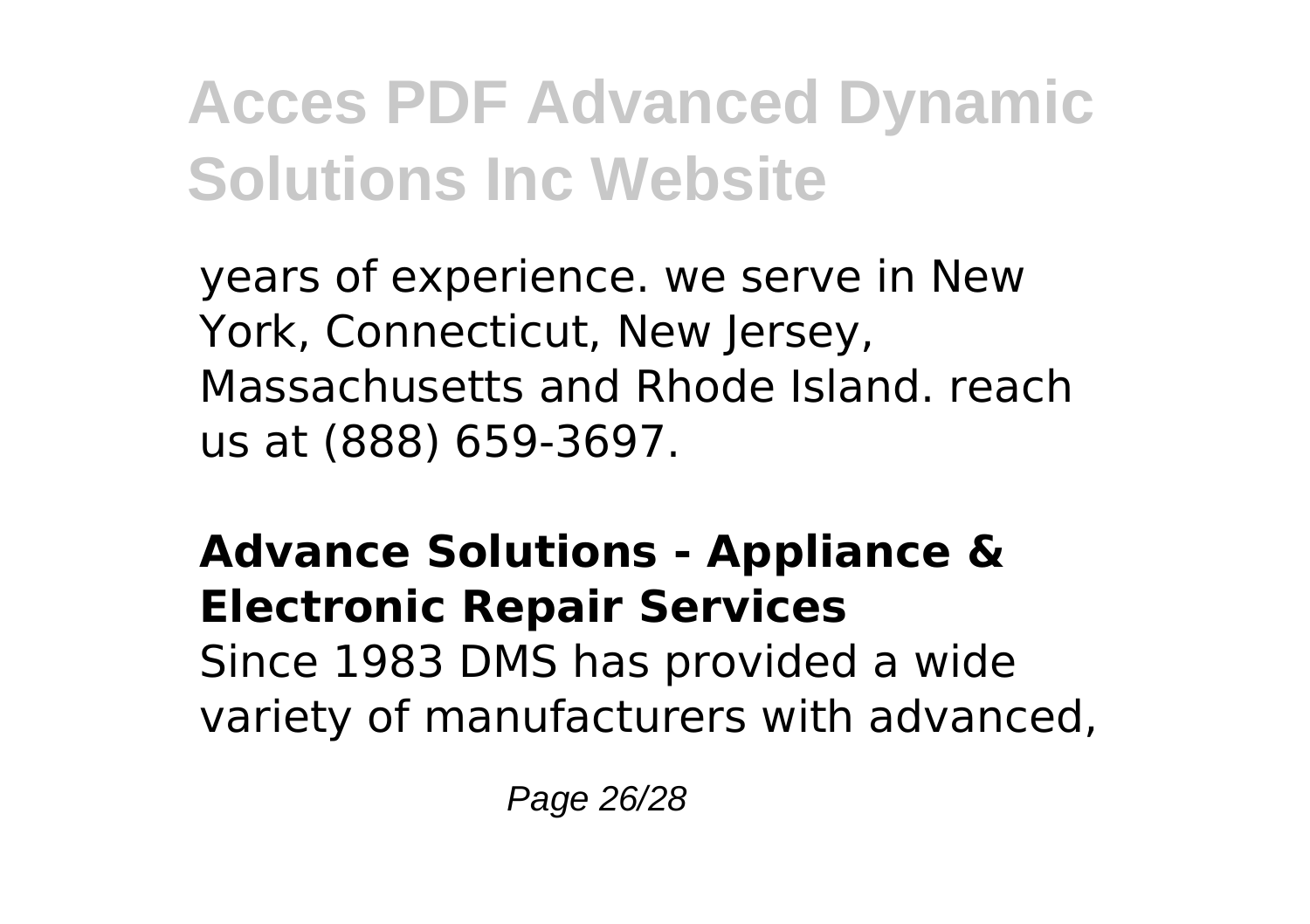years of experience. we serve in New York, Connecticut, New Jersey, Massachusetts and Rhode Island. reach us at (888) 659-3697.

**Advance Solutions - Appliance & Electronic Repair Services**

Since 1983 DMS has provided a wide variety of manufacturers with advanced,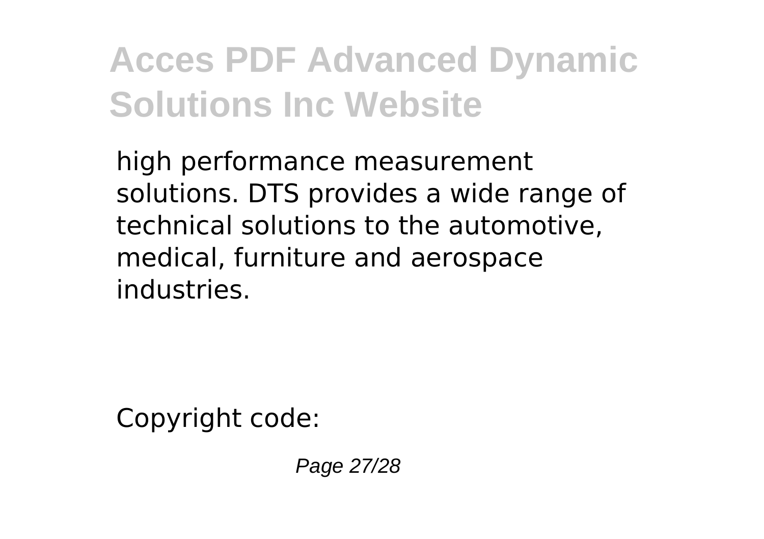high performance measurement solutions. DTS provides a wide range of technical solutions to the automotive, medical, furniture and aerospace industries.

Copyright code: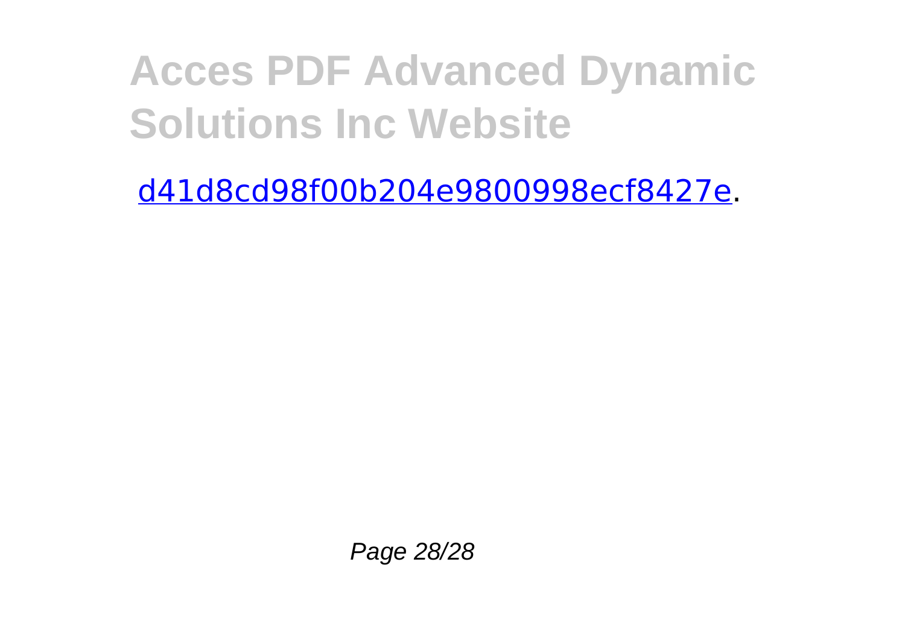[d41d8cd98f00b204e9800998ecf8427e](d41d8cd98f00b204e9800998ecf8427e).